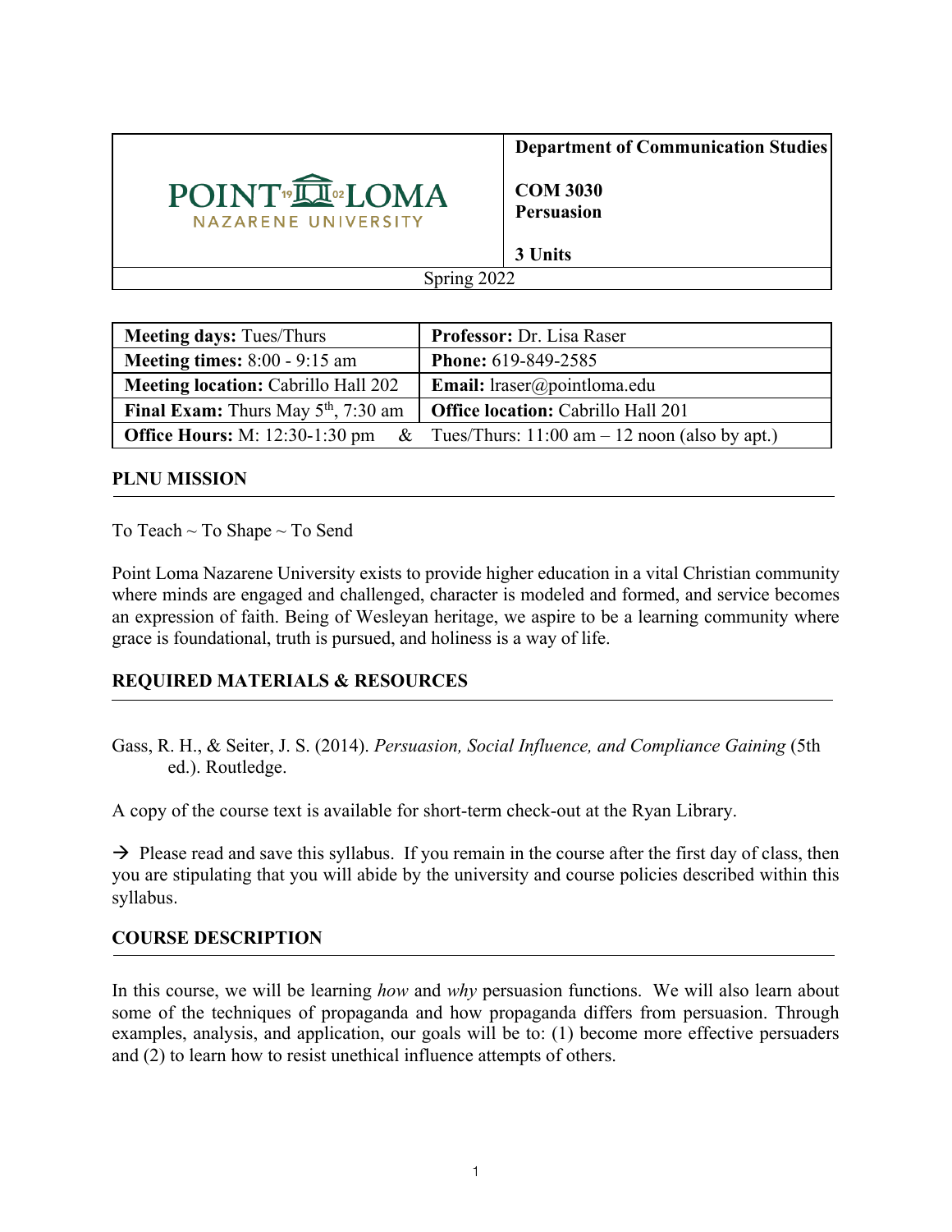| POINT LOMA NAZARENE UNIVERSITY | **Department of Communication Studies**<br><br>**COM 3030**<br>**Persuasion**<br><br>**3 Units** |
|---|---|
| Spring 2022 | |

| **Meeting days:** Tues/Thurs | **Professor:** Dr. Lisa Raser |
|---|---|
| **Meeting times:** 8:00 - 9:15 am | **Phone:** 619-849-2585 |
| **Meeting location:** Cabrillo Hall 202 | **Email:** lraser@pointloma.edu |
| **Final Exam:** Thurs May 5th, 7:30 am | **Office location:** Cabrillo Hall 201 |
| **Office Hours:** M: 12:30-1:30 pm & | Tues/Thurs: 11:00 am – 12 noon (also by apt.) |

## PLNU MISSION

To Teach ~ To Shape ~ To Send

Point Loma Nazarene University exists to provide higher education in a vital Christian community where minds are engaged and challenged, character is modeled and formed, and service becomes an expression of faith. Being of Wesleyan heritage, we aspire to be a learning community where grace is foundational, truth is pursued, and holiness is a way of life.

## REQUIRED MATERIALS & RESOURCES

Gass, R. H., & Seiter, J. S. (2014). *Persuasion, Social Influence, and Compliance Gaining* (5th ed.). Routledge.

A copy of the course text is available for short-term check-out at the Ryan Library.

→ Please read and save this syllabus. If you remain in the course after the first day of class, then you are stipulating that you will abide by the university and course policies described within this syllabus.

## COURSE DESCRIPTION

In this course, we will be learning *how* and *why* persuasion functions. We will also learn about some of the techniques of propaganda and how propaganda differs from persuasion. Through examples, analysis, and application, our goals will be to: (1) become more effective persuaders and (2) to learn how to resist unethical influence attempts of others.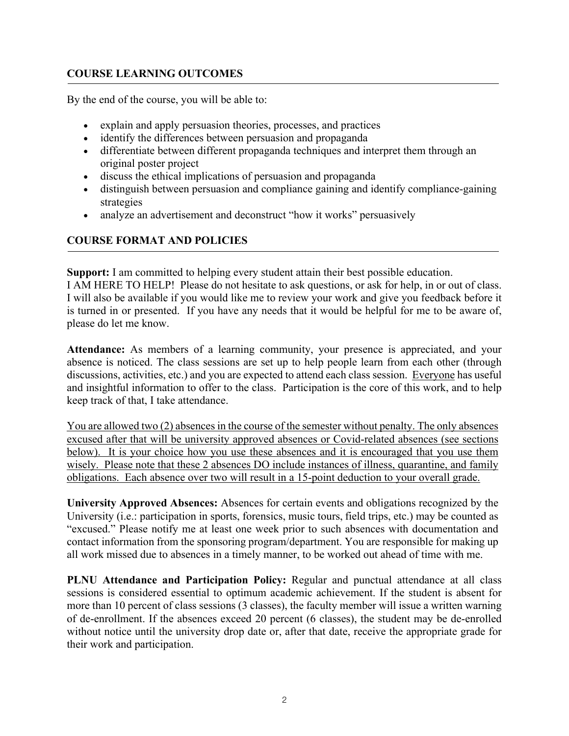## COURSE LEARNING OUTCOMES

By the end of the course, you will be able to:

- explain and apply persuasion theories, processes, and practices
- identify the differences between persuasion and propaganda
- differentiate between different propaganda techniques and interpret them through an original poster project
- discuss the ethical implications of persuasion and propaganda
- distinguish between persuasion and compliance gaining and identify compliance-gaining strategies
- analyze an advertisement and deconstruct "how it works" persuasively

## COURSE FORMAT AND POLICIES

**Support:** I am committed to helping every student attain their best possible education.
I AM HERE TO HELP! Please do not hesitate to ask questions, or ask for help, in or out of class. I will also be available if you would like me to review your work and give you feedback before it is turned in or presented. If you have any needs that it would be helpful for me to be aware of, please do let me know.

**Attendance:** As members of a learning community, your presence is appreciated, and your absence is noticed. The class sessions are set up to help people learn from each other (through discussions, activities, etc.) and you are expected to attend each class session. <u>Everyone</u> has useful and insightful information to offer to the class. Participation is the core of this work, and to help keep track of that, I take attendance.

<u>You are allowed two (2) absences in the course of the semester without penalty. The only absences excused after that will be university approved absences or Covid-related absences (see sections below). It is your choice how you use these absences and it is encouraged that you use them wisely. Please note that these 2 absences DO include instances of illness, quarantine, and family obligations. Each absence over two will result in a 15-point deduction to your overall grade.</u>

**University Approved Absences:** Absences for certain events and obligations recognized by the University (i.e.: participation in sports, forensics, music tours, field trips, etc.) may be counted as "excused." Please notify me at least one week prior to such absences with documentation and contact information from the sponsoring program/department. You are responsible for making up all work missed due to absences in a timely manner, to be worked out ahead of time with me.

**PLNU Attendance and Participation Policy:** Regular and punctual attendance at all class sessions is considered essential to optimum academic achievement. If the student is absent for more than 10 percent of class sessions (3 classes), the faculty member will issue a written warning of de-enrollment. If the absences exceed 20 percent (6 classes), the student may be de-enrolled without notice until the university drop date or, after that date, receive the appropriate grade for their work and participation.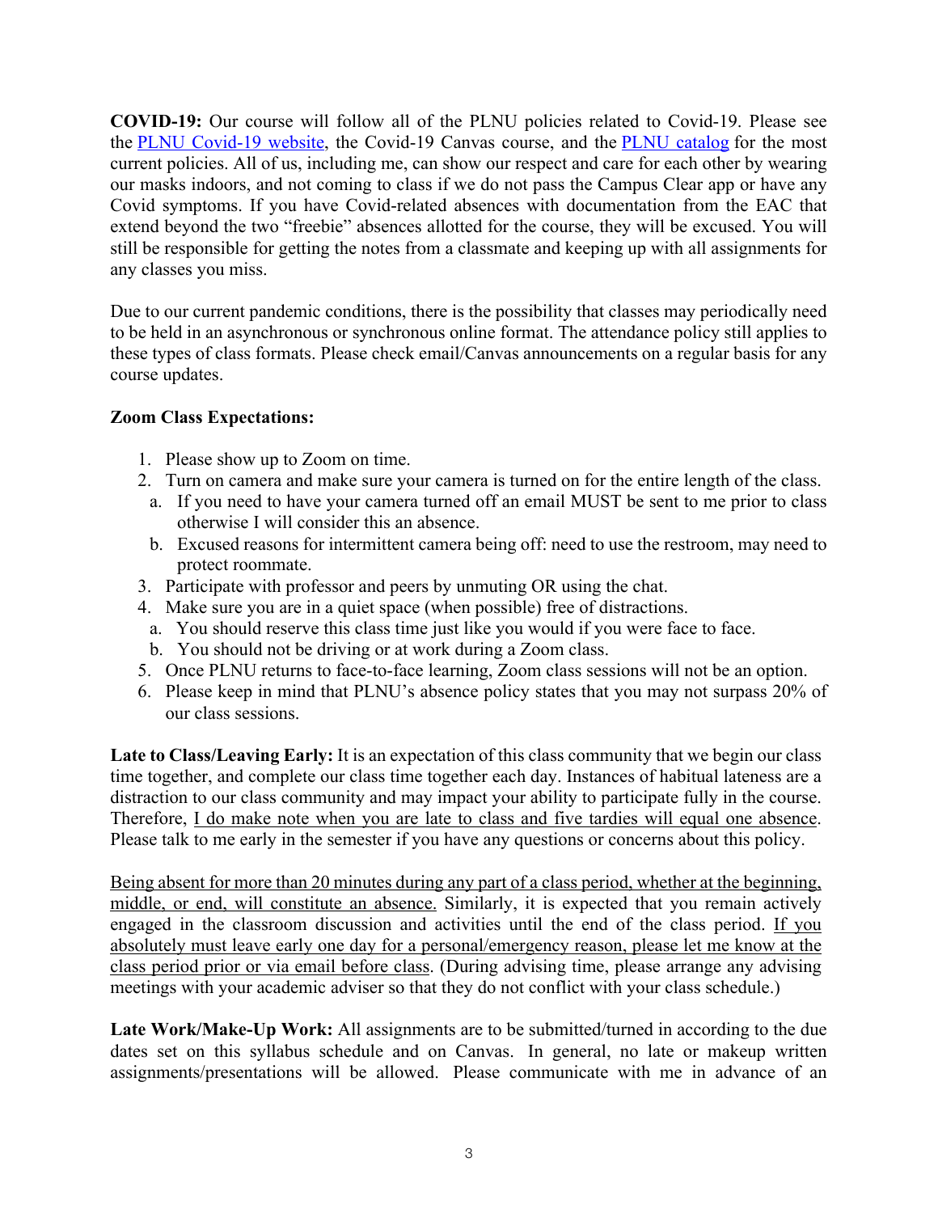**COVID-19:** Our course will follow all of the PLNU policies related to Covid-19. Please see the [PLNU Covid-19 website](), the Covid-19 Canvas course, and the [PLNU catalog]() for the most current policies. All of us, including me, can show our respect and care for each other by wearing our masks indoors, and not coming to class if we do not pass the Campus Clear app or have any Covid symptoms. If you have Covid-related absences with documentation from the EAC that extend beyond the two "freebie" absences allotted for the course, they will be excused. You will still be responsible for getting the notes from a classmate and keeping up with all assignments for any classes you miss.

Due to our current pandemic conditions, there is the possibility that classes may periodically need to be held in an asynchronous or synchronous online format. The attendance policy still applies to these types of class formats. Please check email/Canvas announcements on a regular basis for any course updates.

**Zoom Class Expectations:**

1. Please show up to Zoom on time.
2. Turn on camera and make sure your camera is turned on for the entire length of the class.
   a. If you need to have your camera turned off an email MUST be sent to me prior to class otherwise I will consider this an absence.
   b. Excused reasons for intermittent camera being off: need to use the restroom, may need to protect roommate.
3. Participate with professor and peers by unmuting OR using the chat.
4. Make sure you are in a quiet space (when possible) free of distractions.
   a. You should reserve this class time just like you would if you were face to face.
   b. You should not be driving or at work during a Zoom class.
5. Once PLNU returns to face-to-face learning, Zoom class sessions will not be an option.
6. Please keep in mind that PLNU's absence policy states that you may not surpass 20% of our class sessions.

**Late to Class/Leaving Early:** It is an expectation of this class community that we begin our class time together, and complete our class time together each day. Instances of habitual lateness are a distraction to our class community and may impact your ability to participate fully in the course. Therefore, <u>I do make note when you are late to class and five tardies will equal one absence</u>. Please talk to me early in the semester if you have any questions or concerns about this policy.

<u>Being absent for more than 20 minutes during any part of a class period, whether at the beginning, middle, or end, will constitute an absence.</u> Similarly, it is expected that you remain actively engaged in the classroom discussion and activities until the end of the class period. <u>If you absolutely must leave early one day for a personal/emergency reason, please let me know at the class period prior or via email before class</u>. (During advising time, please arrange any advising meetings with your academic adviser so that they do not conflict with your class schedule.)

**Late Work/Make-Up Work:** All assignments are to be submitted/turned in according to the due dates set on this syllabus schedule and on Canvas. In general, no late or makeup written assignments/presentations will be allowed. Please communicate with me in advance of an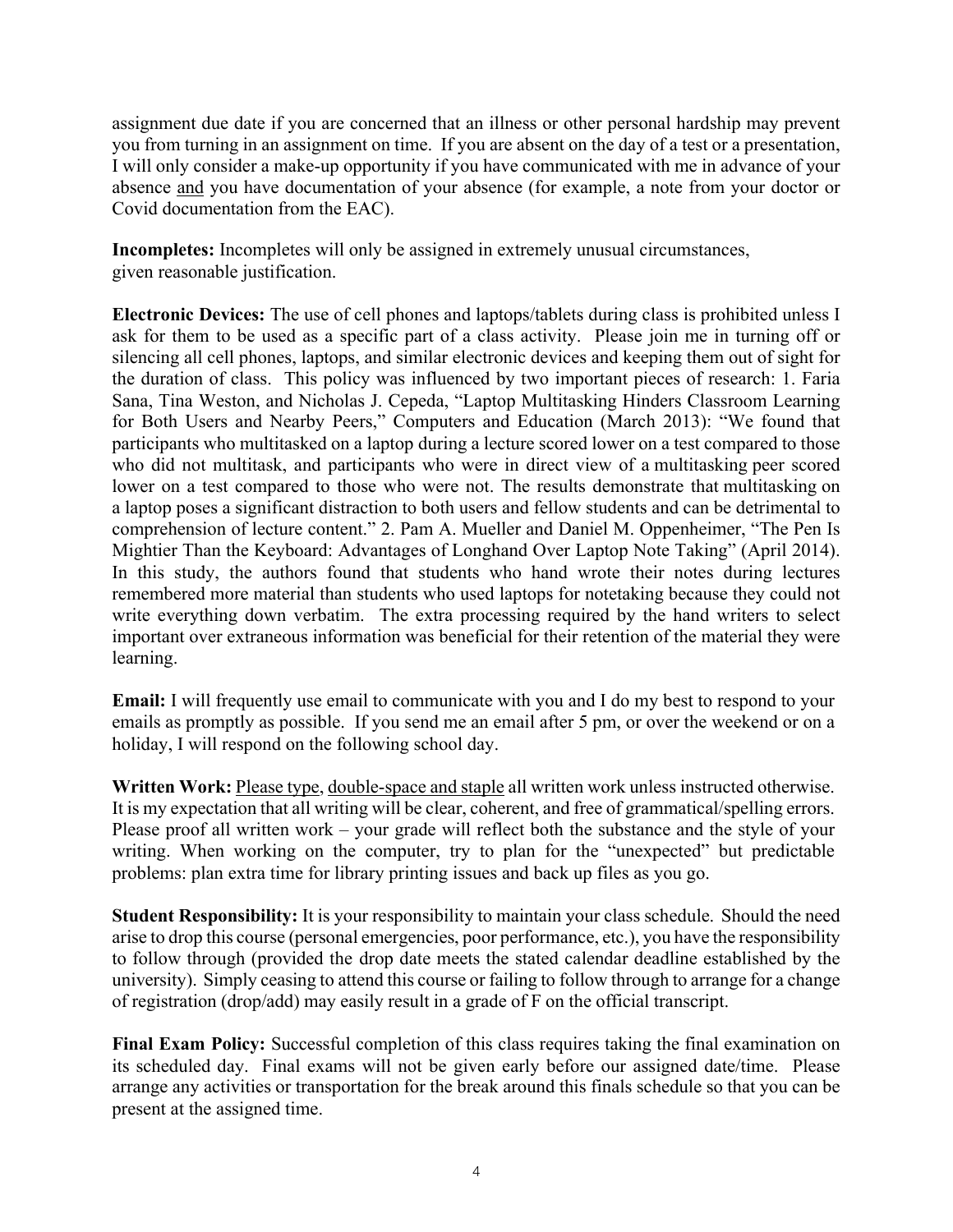assignment due date if you are concerned that an illness or other personal hardship may prevent you from turning in an assignment on time. If you are absent on the day of a test or a presentation, I will only consider a make-up opportunity if you have communicated with me in advance of your absence <u>and</u> you have documentation of your absence (for example, a note from your doctor or Covid documentation from the EAC).

**Incompletes:** Incompletes will only be assigned in extremely unusual circumstances, given reasonable justification.

**Electronic Devices:** The use of cell phones and laptops/tablets during class is prohibited unless I ask for them to be used as a specific part of a class activity. Please join me in turning off or silencing all cell phones, laptops, and similar electronic devices and keeping them out of sight for the duration of class. This policy was influenced by two important pieces of research: 1. Faria Sana, Tina Weston, and Nicholas J. Cepeda, "Laptop Multitasking Hinders Classroom Learning for Both Users and Nearby Peers," Computers and Education (March 2013): "We found that participants who multitasked on a laptop during a lecture scored lower on a test compared to those who did not multitask, and participants who were in direct view of a multitasking peer scored lower on a test compared to those who were not. The results demonstrate that multitasking on a laptop poses a significant distraction to both users and fellow students and can be detrimental to comprehension of lecture content." 2. Pam A. Mueller and Daniel M. Oppenheimer, "The Pen Is Mightier Than the Keyboard: Advantages of Longhand Over Laptop Note Taking" (April 2014). In this study, the authors found that students who hand wrote their notes during lectures remembered more material than students who used laptops for notetaking because they could not write everything down verbatim. The extra processing required by the hand writers to select important over extraneous information was beneficial for their retention of the material they were learning.

**Email:** I will frequently use email to communicate with you and I do my best to respond to your emails as promptly as possible. If you send me an email after 5 pm, or over the weekend or on a holiday, I will respond on the following school day.

**Written Work:** <u>Please type</u>, <u>double-space and staple</u> all written work unless instructed otherwise. It is my expectation that all writing will be clear, coherent, and free of grammatical/spelling errors. Please proof all written work – your grade will reflect both the substance and the style of your writing. When working on the computer, try to plan for the "unexpected" but predictable problems: plan extra time for library printing issues and back up files as you go.

**Student Responsibility:** It is your responsibility to maintain your class schedule. Should the need arise to drop this course (personal emergencies, poor performance, etc.), you have the responsibility to follow through (provided the drop date meets the stated calendar deadline established by the university). Simply ceasing to attend this course or failing to follow through to arrange for a change of registration (drop/add) may easily result in a grade of F on the official transcript.

**Final Exam Policy:** Successful completion of this class requires taking the final examination on its scheduled day. Final exams will not be given early before our assigned date/time. Please arrange any activities or transportation for the break around this finals schedule so that you can be present at the assigned time.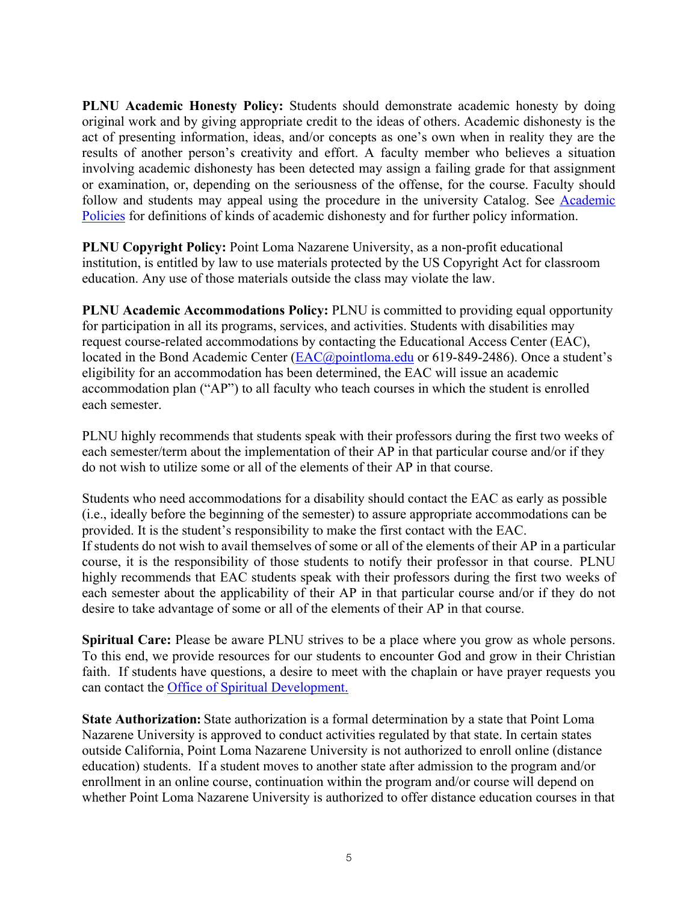**PLNU Academic Honesty Policy:** Students should demonstrate academic honesty by doing original work and by giving appropriate credit to the ideas of others. Academic dishonesty is the act of presenting information, ideas, and/or concepts as one's own when in reality they are the results of another person's creativity and effort. A faculty member who believes a situation involving academic dishonesty has been detected may assign a failing grade for that assignment or examination, or, depending on the seriousness of the offense, for the course. Faculty should follow and students may appeal using the procedure in the university Catalog. See [Academic Policies] for definitions of kinds of academic dishonesty and for further policy information.

**PLNU Copyright Policy:** Point Loma Nazarene University, as a non-profit educational institution, is entitled by law to use materials protected by the US Copyright Act for classroom education. Any use of those materials outside the class may violate the law.

**PLNU Academic Accommodations Policy:** PLNU is committed to providing equal opportunity for participation in all its programs, services, and activities. Students with disabilities may request course-related accommodations by contacting the Educational Access Center (EAC), located in the Bond Academic Center (EAC@pointloma.edu or 619-849-2486). Once a student's eligibility for an accommodation has been determined, the EAC will issue an academic accommodation plan ("AP") to all faculty who teach courses in which the student is enrolled each semester.

PLNU highly recommends that students speak with their professors during the first two weeks of each semester/term about the implementation of their AP in that particular course and/or if they do not wish to utilize some or all of the elements of their AP in that course.

Students who need accommodations for a disability should contact the EAC as early as possible (i.e., ideally before the beginning of the semester) to assure appropriate accommodations can be provided. It is the student's responsibility to make the first contact with the EAC.
If students do not wish to avail themselves of some or all of the elements of their AP in a particular course, it is the responsibility of those students to notify their professor in that course. PLNU highly recommends that EAC students speak with their professors during the first two weeks of each semester about the applicability of their AP in that particular course and/or if they do not desire to take advantage of some or all of the elements of their AP in that course.

**Spiritual Care:** Please be aware PLNU strives to be a place where you grow as whole persons. To this end, we provide resources for our students to encounter God and grow in their Christian faith. If students have questions, a desire to meet with the chaplain or have prayer requests you can contact the [Office of Spiritual Development.]

**State Authorization:** State authorization is a formal determination by a state that Point Loma Nazarene University is approved to conduct activities regulated by that state. In certain states outside California, Point Loma Nazarene University is not authorized to enroll online (distance education) students. If a student moves to another state after admission to the program and/or enrollment in an online course, continuation within the program and/or course will depend on whether Point Loma Nazarene University is authorized to offer distance education courses in that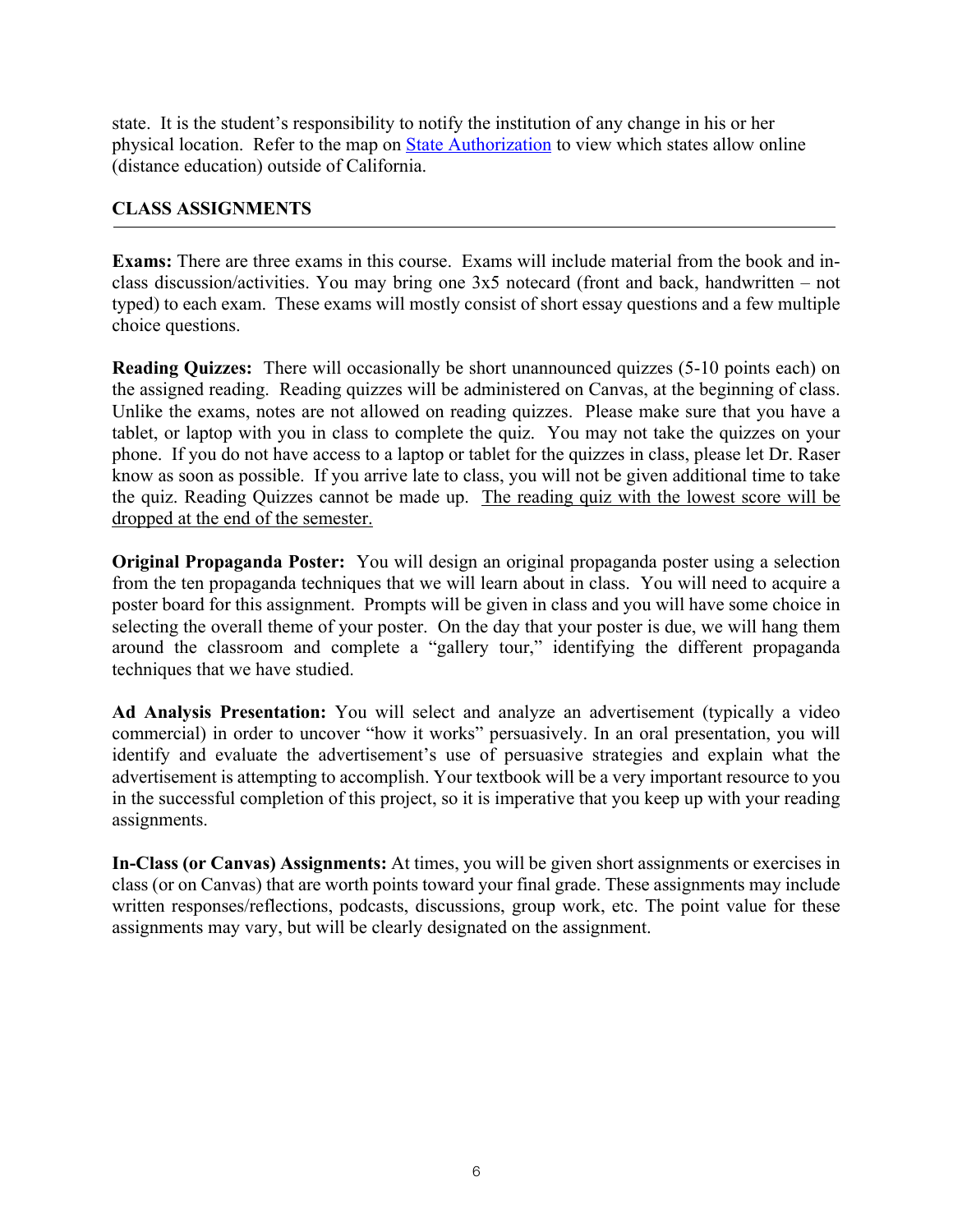state. It is the student's responsibility to notify the institution of any change in his or her physical location. Refer to the map on [State Authorization](#) to view which states allow online (distance education) outside of California.

## CLASS ASSIGNMENTS

**Exams:** There are three exams in this course. Exams will include material from the book and in-class discussion/activities. You may bring one 3x5 notecard (front and back, handwritten – not typed) to each exam. These exams will mostly consist of short essay questions and a few multiple choice questions.

**Reading Quizzes:** There will occasionally be short unannounced quizzes (5-10 points each) on the assigned reading. Reading quizzes will be administered on Canvas, at the beginning of class. Unlike the exams, notes are not allowed on reading quizzes. Please make sure that you have a tablet, or laptop with you in class to complete the quiz. You may not take the quizzes on your phone. If you do not have access to a laptop or tablet for the quizzes in class, please let Dr. Raser know as soon as possible. If you arrive late to class, you will not be given additional time to take the quiz. Reading Quizzes cannot be made up. <u>The reading quiz with the lowest score will be dropped at the end of the semester.</u>

**Original Propaganda Poster:** You will design an original propaganda poster using a selection from the ten propaganda techniques that we will learn about in class. You will need to acquire a poster board for this assignment. Prompts will be given in class and you will have some choice in selecting the overall theme of your poster. On the day that your poster is due, we will hang them around the classroom and complete a "gallery tour," identifying the different propaganda techniques that we have studied.

**Ad Analysis Presentation:** You will select and analyze an advertisement (typically a video commercial) in order to uncover "how it works" persuasively. In an oral presentation, you will identify and evaluate the advertisement's use of persuasive strategies and explain what the advertisement is attempting to accomplish. Your textbook will be a very important resource to you in the successful completion of this project, so it is imperative that you keep up with your reading assignments.

**In-Class (or Canvas) Assignments:** At times, you will be given short assignments or exercises in class (or on Canvas) that are worth points toward your final grade. These assignments may include written responses/reflections, podcasts, discussions, group work, etc. The point value for these assignments may vary, but will be clearly designated on the assignment.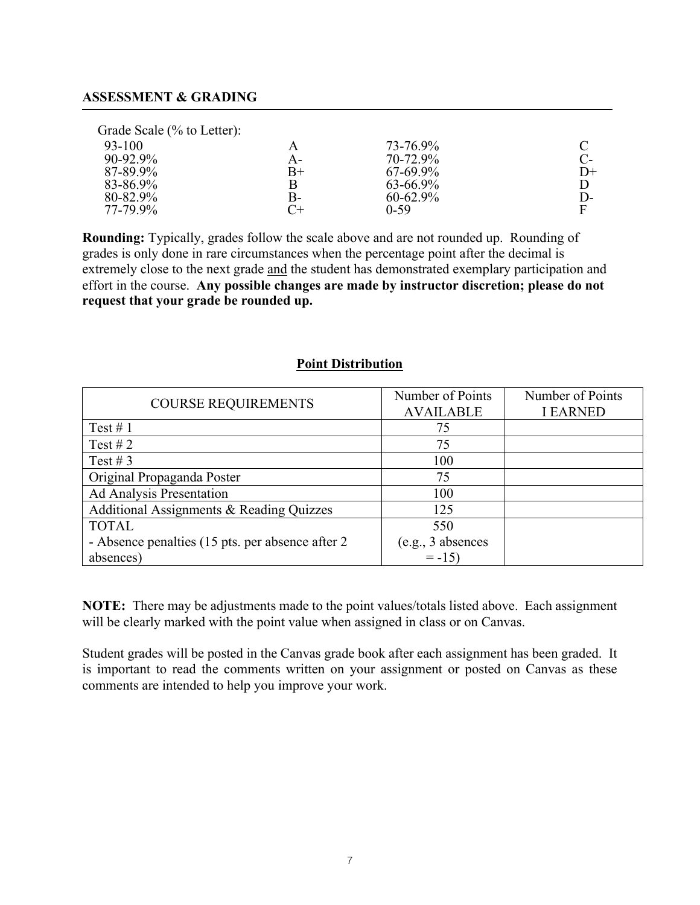## ASSESSMENT & GRADING

Grade Scale (% to Letter):

| | | | |
|---|---|---|---|
| 93-100 | A | 73-76.9% | C |
| 90-92.9% | A- | 70-72.9% | C- |
| 87-89.9% | B+ | 67-69.9% | D+ |
| 83-86.9% | B | 63-66.9% | D |
| 80-82.9% | B- | 60-62.9% | D- |
| 77-79.9% | C+ | 0-59 | F |

**Rounding:** Typically, grades follow the scale above and are not rounded up. Rounding of grades is only done in rare circumstances when the percentage point after the decimal is extremely close to the next grade <u>and</u> the student has demonstrated exemplary participation and effort in the course. **Any possible changes are made by instructor discretion; please do not request that your grade be rounded up.**

### Point Distribution

| COURSE REQUIREMENTS | Number of Points AVAILABLE | Number of Points I EARNED |
|---|---|---|
| Test # 1 | 75 | |
| Test # 2 | 75 | |
| Test # 3 | 100 | |
| Original Propaganda Poster | 75 | |
| Ad Analysis Presentation | 100 | |
| Additional Assignments & Reading Quizzes | 125 | |
| TOTAL<br>- Absence penalties (15 pts. per absence after 2 absences) | 550<br>(e.g., 3 absences = -15) | |

**NOTE:** There may be adjustments made to the point values/totals listed above. Each assignment will be clearly marked with the point value when assigned in class or on Canvas.

Student grades will be posted in the Canvas grade book after each assignment has been graded. It is important to read the comments written on your assignment or posted on Canvas as these comments are intended to help you improve your work.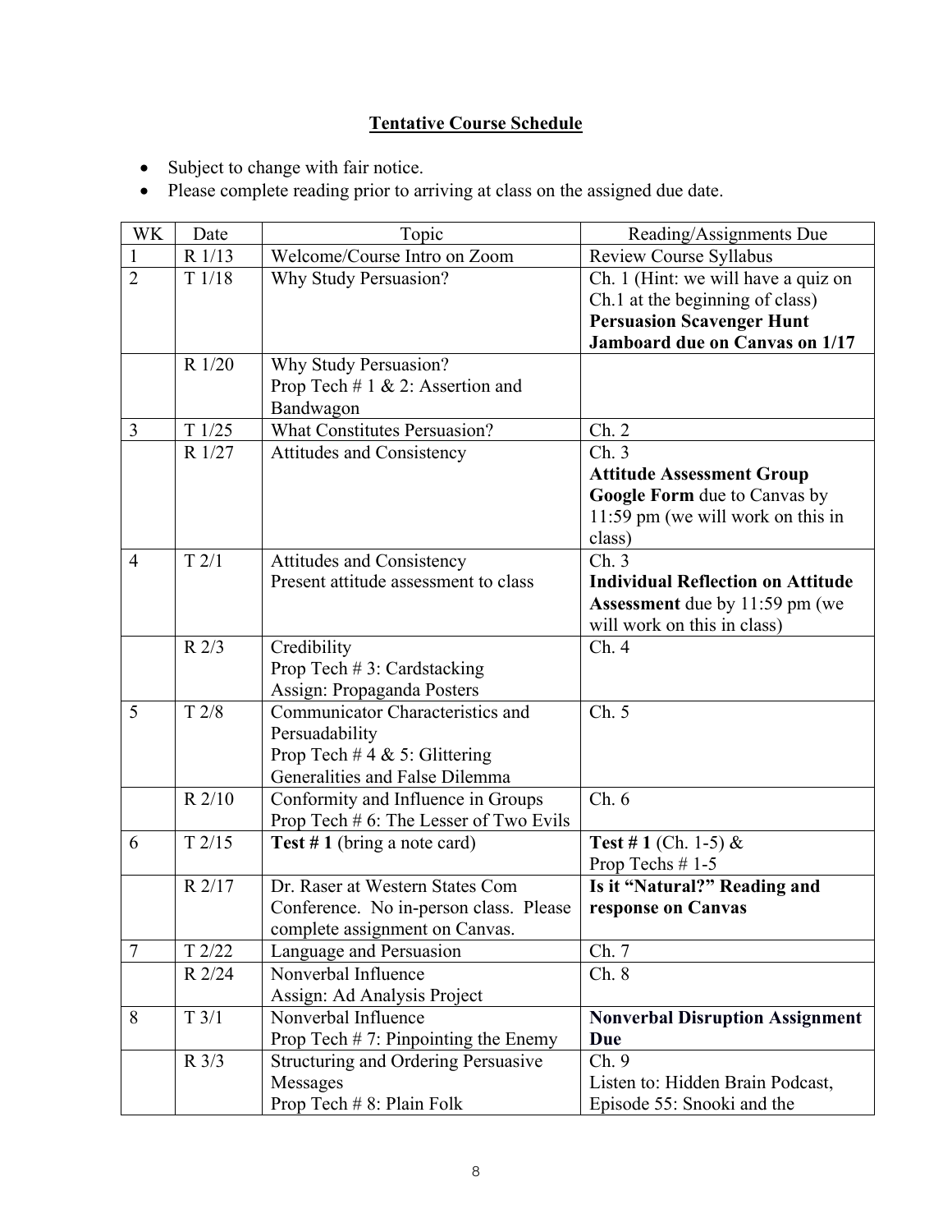## **Tentative Course Schedule**

- Subject to change with fair notice.
- Please complete reading prior to arriving at class on the assigned due date.

| WK | Date | Topic | Reading/Assignments Due |
|---|---|---|---|
| 1 | R 1/13 | Welcome/Course Intro on Zoom | Review Course Syllabus |
| 2 | T 1/18 | Why Study Persuasion? | Ch. 1 (Hint: we will have a quiz on Ch.1 at the beginning of class) **Persuasion Scavenger Hunt Jamboard due on Canvas on 1/17** |
| | R 1/20 | Why Study Persuasion? Prop Tech # 1 & 2: Assertion and Bandwagon | |
| 3 | T 1/25 | What Constitutes Persuasion? | Ch. 2 |
| | R 1/27 | Attitudes and Consistency | Ch. 3 **Attitude Assessment Group Google Form** due to Canvas by 11:59 pm (we will work on this in class) |
| 4 | T 2/1 | Attitudes and Consistency Present attitude assessment to class | Ch. 3 **Individual Reflection on Attitude Assessment** due by 11:59 pm (we will work on this in class) |
| | R 2/3 | Credibility Prop Tech # 3: Cardstacking Assign: Propaganda Posters | Ch. 4 |
| 5 | T 2/8 | Communicator Characteristics and Persuadability Prop Tech # 4 & 5: Glittering Generalities and False Dilemma | Ch. 5 |
| | R 2/10 | Conformity and Influence in Groups Prop Tech # 6: The Lesser of Two Evils | Ch. 6 |
| 6 | T 2/15 | **Test # 1** (bring a note card) | **Test # 1** (Ch. 1-5) & Prop Techs # 1-5 |
| | R 2/17 | Dr. Raser at Western States Com Conference. No in-person class. Please complete assignment on Canvas. | **Is it "Natural?" Reading and response on Canvas** |
| 7 | T 2/22 | Language and Persuasion | Ch. 7 |
| | R 2/24 | Nonverbal Influence Assign: Ad Analysis Project | Ch. 8 |
| 8 | T 3/1 | Nonverbal Influence Prop Tech # 7: Pinpointing the Enemy | **Nonverbal Disruption Assignment Due** |
| | R 3/3 | Structuring and Ordering Persuasive Messages Prop Tech # 8: Plain Folk | Ch. 9 Listen to: Hidden Brain Podcast, Episode 55: Snooki and the |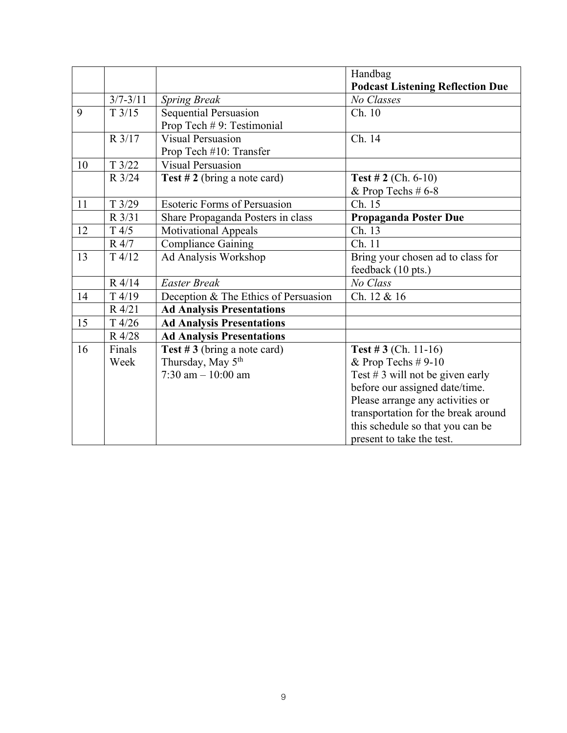| | | | |
|---|---|---|---|
| | | | Handbag<br>**Podcast Listening Reflection Due** |
| | 3/7-3/11 | *Spring Break* | *No Classes* |
| 9 | T 3/15 | Sequential Persuasion<br>Prop Tech # 9: Testimonial | Ch. 10 |
| | R 3/17 | Visual Persuasion<br>Prop Tech #10: Transfer | Ch. 14 |
| 10 | T 3/22 | Visual Persuasion | |
| | R 3/24 | **Test # 2** (bring a note card) | **Test # 2** (Ch. 6-10)<br>& Prop Techs # 6-8 |
| 11 | T 3/29 | Esoteric Forms of Persuasion | Ch. 15 |
| | R 3/31 | Share Propaganda Posters in class | **Propaganda Poster Due** |
| 12 | T 4/5 | Motivational Appeals | Ch. 13 |
| | R 4/7 | Compliance Gaining | Ch. 11 |
| 13 | T 4/12 | Ad Analysis Workshop | Bring your chosen ad to class for feedback (10 pts.) |
| | R 4/14 | *Easter Break* | *No Class* |
| 14 | T 4/19 | Deception & The Ethics of Persuasion | Ch. 12 & 16 |
| | R 4/21 | **Ad Analysis Presentations** | |
| 15 | T 4/26 | **Ad Analysis Presentations** | |
| | R 4/28 | **Ad Analysis Presentations** | |
| 16 | Finals Week | **Test # 3** (bring a note card)<br>Thursday, May 5th<br>7:30 am – 10:00 am | **Test # 3** (Ch. 11-16)<br>& Prop Techs # 9-10<br>Test # 3 will not be given early before our assigned date/time. Please arrange any activities or transportation for the break around this schedule so that you can be present to take the test. |